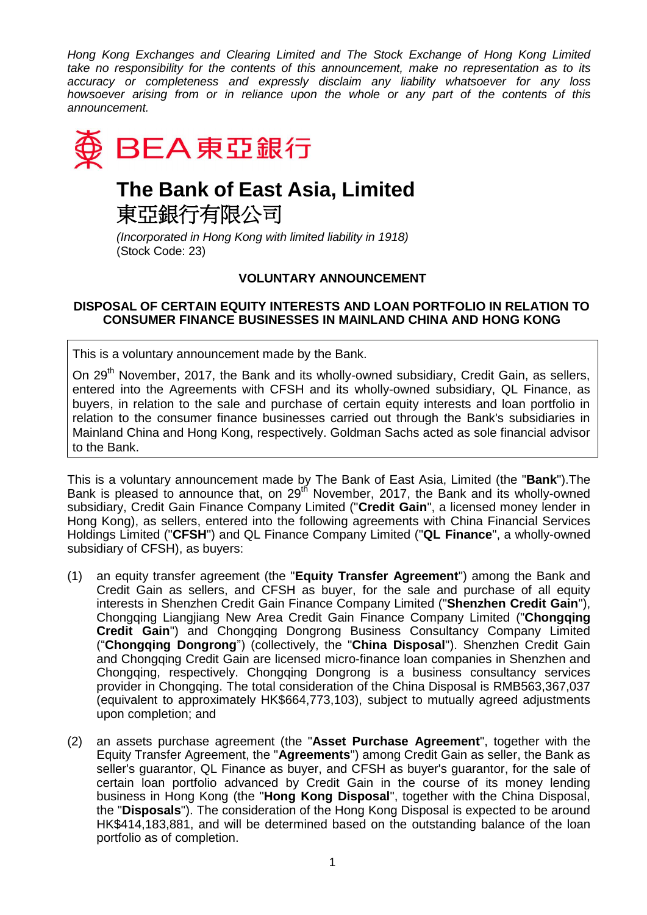*Hong Kong Exchanges and Clearing Limited and The Stock Exchange of Hong Kong Limited take no responsibility for the contents of this announcement, make no representation as to its accuracy or completeness and expressly disclaim any liability whatsoever for any loss howsoever arising from or in reliance upon the whole or any part of the contents of this announcement.*

BEA 東亞銀行

# The Bank of East Asia, Limited
# 東亞銀行有限公司

*(Incorporated in Hong Kong with limited liability in 1918)*
(Stock Code: 23)

## VOLUNTARY ANNOUNCEMENT

## DISPOSAL OF CERTAIN EQUITY INTERESTS AND LOAN PORTFOLIO IN RELATION TO CONSUMER FINANCE BUSINESSES IN MAINLAND CHINA AND HONG KONG

This is a voluntary announcement made by the Bank.

On 29th November, 2017, the Bank and its wholly-owned subsidiary, Credit Gain, as sellers, entered into the Agreements with CFSH and its wholly-owned subsidiary, QL Finance, as buyers, in relation to the sale and purchase of certain equity interests and loan portfolio in relation to the consumer finance businesses carried out through the Bank's subsidiaries in Mainland China and Hong Kong, respectively. Goldman Sachs acted as sole financial advisor to the Bank.

This is a voluntary announcement made by The Bank of East Asia, Limited (the "**Bank**").The Bank is pleased to announce that, on 29th November, 2017, the Bank and its wholly-owned subsidiary, Credit Gain Finance Company Limited ("**Credit Gain**", a licensed money lender in Hong Kong), as sellers, entered into the following agreements with China Financial Services Holdings Limited ("**CFSH**") and QL Finance Company Limited ("**QL Finance**", a wholly-owned subsidiary of CFSH), as buyers:

(1) an equity transfer agreement (the "**Equity Transfer Agreement**") among the Bank and Credit Gain as sellers, and CFSH as buyer, for the sale and purchase of all equity interests in Shenzhen Credit Gain Finance Company Limited ("**Shenzhen Credit Gain**"), Chongqing Liangjiang New Area Credit Gain Finance Company Limited ("**Chongqing Credit Gain**") and Chongqing Dongrong Business Consultancy Company Limited ("**Chongqing Dongrong**") (collectively, the "**China Disposal**"). Shenzhen Credit Gain and Chongqing Credit Gain are licensed micro-finance loan companies in Shenzhen and Chongqing, respectively. Chongqing Dongrong is a business consultancy services provider in Chongqing. The total consideration of the China Disposal is RMB563,367,037 (equivalent to approximately HK$664,773,103), subject to mutually agreed adjustments upon completion; and

(2) an assets purchase agreement (the "**Asset Purchase Agreement**", together with the Equity Transfer Agreement, the "**Agreements**") among Credit Gain as seller, the Bank as seller's guarantor, QL Finance as buyer, and CFSH as buyer's guarantor, for the sale of certain loan portfolio advanced by Credit Gain in the course of its money lending business in Hong Kong (the "**Hong Kong Disposal**", together with the China Disposal, the "**Disposals**"). The consideration of the Hong Kong Disposal is expected to be around HK$414,183,881, and will be determined based on the outstanding balance of the loan portfolio as of completion.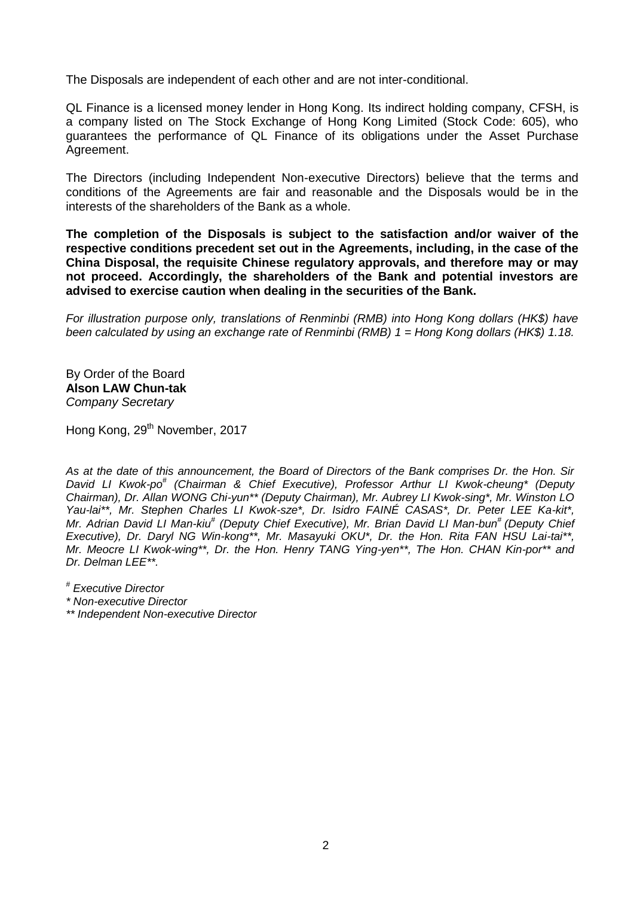The Disposals are independent of each other and are not inter-conditional.

QL Finance is a licensed money lender in Hong Kong. Its indirect holding company, CFSH, is a company listed on The Stock Exchange of Hong Kong Limited (Stock Code: 605), who guarantees the performance of QL Finance of its obligations under the Asset Purchase Agreement.

The Directors (including Independent Non-executive Directors) believe that the terms and conditions of the Agreements are fair and reasonable and the Disposals would be in the interests of the shareholders of the Bank as a whole.

**The completion of the Disposals is subject to the satisfaction and/or waiver of the respective conditions precedent set out in the Agreements, including, in the case of the China Disposal, the requisite Chinese regulatory approvals, and therefore may or may not proceed. Accordingly, the shareholders of the Bank and potential investors are advised to exercise caution when dealing in the securities of the Bank.**

*For illustration purpose only, translations of Renminbi (RMB) into Hong Kong dollars (HK$) have been calculated by using an exchange rate of Renminbi (RMB) 1 = Hong Kong dollars (HK$) 1.18.*

By Order of the Board
**Alson LAW Chun-tak**
*Company Secretary*

Hong Kong, 29th November, 2017

*As at the date of this announcement, the Board of Directors of the Bank comprises Dr. the Hon. Sir David LI Kwok-po# (Chairman & Chief Executive), Professor Arthur LI Kwok-cheung* (Deputy Chairman), Dr. Allan WONG Chi-yun** (Deputy Chairman), Mr. Aubrey LI Kwok-sing*, Mr. Winston LO Yau-lai**, Mr. Stephen Charles LI Kwok-sze*, Dr. Isidro FAINÉ CASAS*, Dr. Peter LEE Ka-kit*, Mr. Adrian David LI Man-kiu# (Deputy Chief Executive), Mr. Brian David LI Man-bun# (Deputy Chief Executive), Dr. Daryl NG Win-kong**, Mr. Masayuki OKU*, Dr. the Hon. Rita FAN HSU Lai-tai**, Mr. Meocre LI Kwok-wing**, Dr. the Hon. Henry TANG Ying-yen**, The Hon. CHAN Kin-por** and Dr. Delman LEE**.*

*# Executive Director*
*\* Non-executive Director*
*\*\* Independent Non-executive Director*